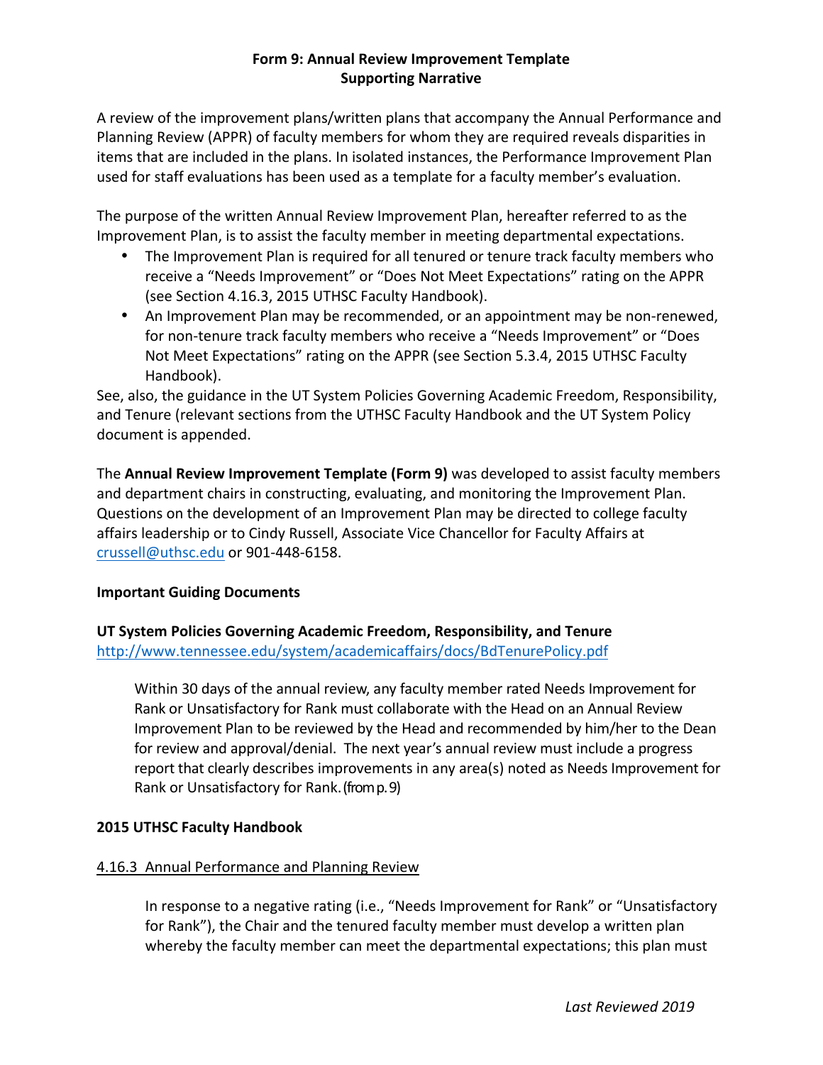**Form 9: Annual Review Improvement Template**
**Supporting Narrative**

A review of the improvement plans/written plans that accompany the Annual Performance and Planning Review (APPR) of faculty members for whom they are required reveals disparities in items that are included in the plans. In isolated instances, the Performance Improvement Plan used for staff evaluations has been used as a template for a faculty member's evaluation.

The purpose of the written Annual Review Improvement Plan, hereafter referred to as the Improvement Plan, is to assist the faculty member in meeting departmental expectations.

- The Improvement Plan is required for all tenured or tenure track faculty members who receive a "Needs Improvement" or "Does Not Meet Expectations" rating on the APPR (see Section 4.16.3, 2015 UTHSC Faculty Handbook).
- An Improvement Plan may be recommended, or an appointment may be non-renewed, for non-tenure track faculty members who receive a "Needs Improvement" or "Does Not Meet Expectations" rating on the APPR (see Section 5.3.4, 2015 UTHSC Faculty Handbook).

See, also, the guidance in the UT System Policies Governing Academic Freedom, Responsibility, and Tenure (relevant sections from the UTHSC Faculty Handbook and the UT System Policy document is appended.

The **Annual Review Improvement Template (Form 9)** was developed to assist faculty members and department chairs in constructing, evaluating, and monitoring the Improvement Plan. Questions on the development of an Improvement Plan may be directed to college faculty affairs leadership or to Cindy Russell, Associate Vice Chancellor for Faculty Affairs at crussell@uthsc.edu or 901-448-6158.

**Important Guiding Documents**

**UT System Policies Governing Academic Freedom, Responsibility, and Tenure**
http://www.tennessee.edu/system/academicaffairs/docs/BdTenurePolicy.pdf

> Within 30 days of the annual review, any faculty member rated Needs Improvement for Rank or Unsatisfactory for Rank must collaborate with the Head on an Annual Review Improvement Plan to be reviewed by the Head and recommended by him/her to the Dean for review and approval/denial. The next year's annual review must include a progress report that clearly describes improvements in any area(s) noted as Needs Improvement for Rank or Unsatisfactory for Rank. (from p. 9)

**2015 UTHSC Faculty Handbook**

4.16.3 Annual Performance and Planning Review

> In response to a negative rating (i.e., "Needs Improvement for Rank" or "Unsatisfactory for Rank"), the Chair and the tenured faculty member must develop a written plan whereby the faculty member can meet the departmental expectations; this plan must

*Last Reviewed 2019*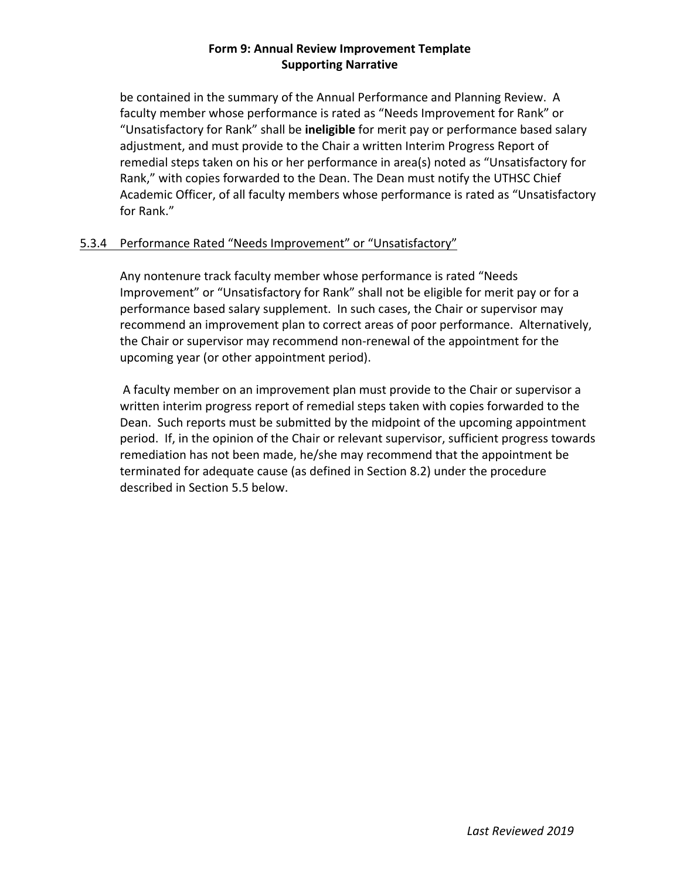be contained in the summary of the Annual Performance and Planning Review. A faculty member whose performance is rated as "Needs Improvement for Rank" or "Unsatisfactory for Rank" shall be **ineligible** for merit pay or performance based salary adjustment, and must provide to the Chair a written Interim Progress Report of remedial steps taken on his or her performance in area(s) noted as "Unsatisfactory for Rank," with copies forwarded to the Dean. The Dean must notify the UTHSC Chief Academic Officer, of all faculty members whose performance is rated as "Unsatisfactory for Rank."

### 5.3.4 Performance Rated "Needs Improvement" or "Unsatisfactory"

Any nontenure track faculty member whose performance is rated "Needs Improvement" or "Unsatisfactory for Rank" shall not be eligible for merit pay or for a performance based salary supplement. In such cases, the Chair or supervisor may recommend an improvement plan to correct areas of poor performance. Alternatively, the Chair or supervisor may recommend non-renewal of the appointment for the upcoming year (or other appointment period).

A faculty member on an improvement plan must provide to the Chair or supervisor a written interim progress report of remedial steps taken with copies forwarded to the Dean. Such reports must be submitted by the midpoint of the upcoming appointment period. If, in the opinion of the Chair or relevant supervisor, sufficient progress towards remediation has not been made, he/she may recommend that the appointment be terminated for adequate cause (as defined in Section 8.2) under the procedure described in Section 5.5 below.

*Last Reviewed 2019*